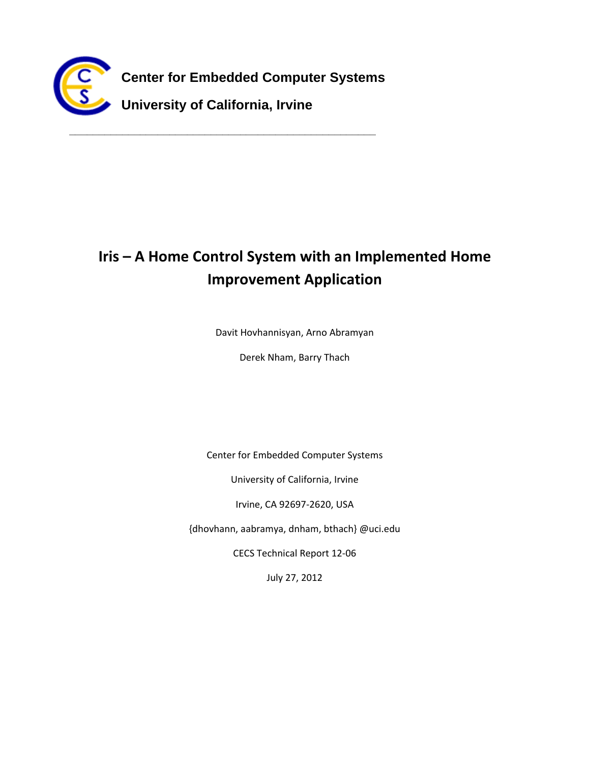**Center for Embedded Computer Systems**

**University of California, Irvine**

---

# Iris – A Home Control System with an Implemented Home Improvement Application

Davit Hovhannisyan, Arno Abramyan

Derek Nham, Barry Thach

Center for Embedded Computer Systems

University of California, Irvine

Irvine, CA 92697-2620, USA

{dhovhann, aabramya, dnham, bthach} @uci.edu

CECS Technical Report 12-06

July 27, 2012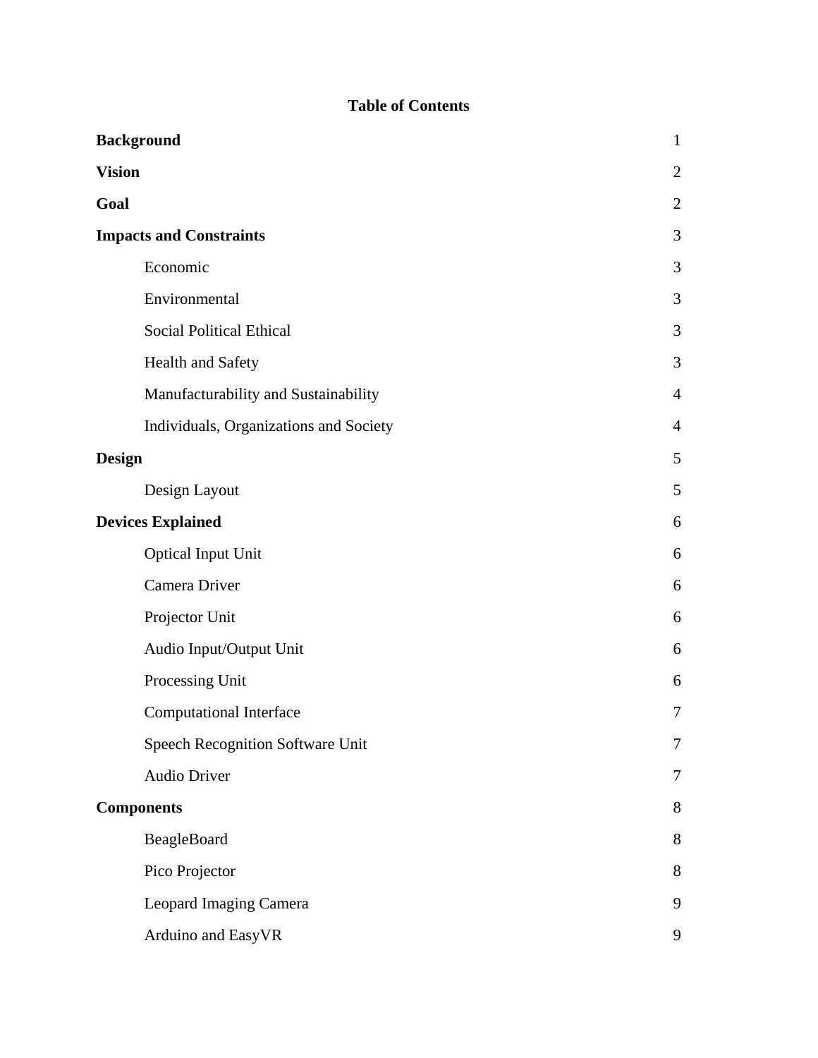## Table of Contents

| | |
|---|---|
| **Background** | 1 |
| **Vision** | 2 |
| **Goal** | 2 |
| **Impacts and Constraints** | 3 |
| Economic | 3 |
| Environmental | 3 |
| Social Political Ethical | 3 |
| Health and Safety | 3 |
| Manufacturability and Sustainability | 4 |
| Individuals, Organizations and Society | 4 |
| **Design** | 5 |
| Design Layout | 5 |
| **Devices Explained** | 6 |
| Optical Input Unit | 6 |
| Camera Driver | 6 |
| Projector Unit | 6 |
| Audio Input/Output Unit | 6 |
| Processing Unit | 6 |
| Computational Interface | 7 |
| Speech Recognition Software Unit | 7 |
| Audio Driver | 7 |
| **Components** | 8 |
| BeagleBoard | 8 |
| Pico Projector | 8 |
| Leopard Imaging Camera | 9 |
| Arduino and EasyVR | 9 |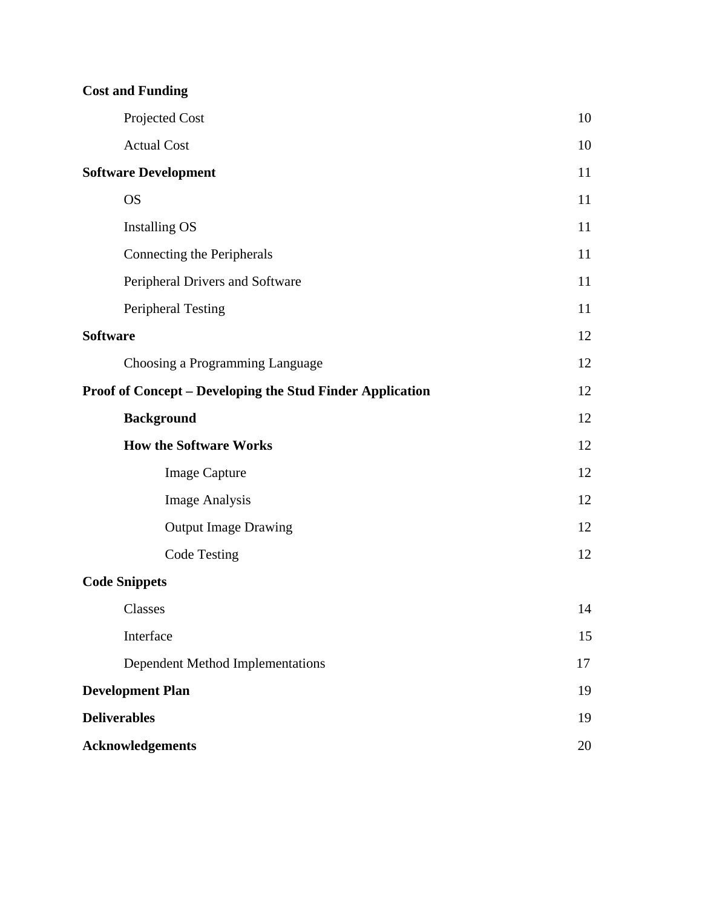| | |
|---|---|
| **Cost and Funding** | |
| Projected Cost | 10 |
| Actual Cost | 10 |
| **Software Development** | 11 |
| OS | 11 |
| Installing OS | 11 |
| Connecting the Peripherals | 11 |
| Peripheral Drivers and Software | 11 |
| Peripheral Testing | 11 |
| **Software** | 12 |
| Choosing a Programming Language | 12 |
| **Proof of Concept – Developing the Stud Finder Application** | 12 |
| **Background** | 12 |
| **How the Software Works** | 12 |
| Image Capture | 12 |
| Image Analysis | 12 |
| Output Image Drawing | 12 |
| Code Testing | 12 |
| **Code Snippets** | |
| Classes | 14 |
| Interface | 15 |
| Dependent Method Implementations | 17 |
| **Development Plan** | 19 |
| **Deliverables** | 19 |
| **Acknowledgements** | 20 |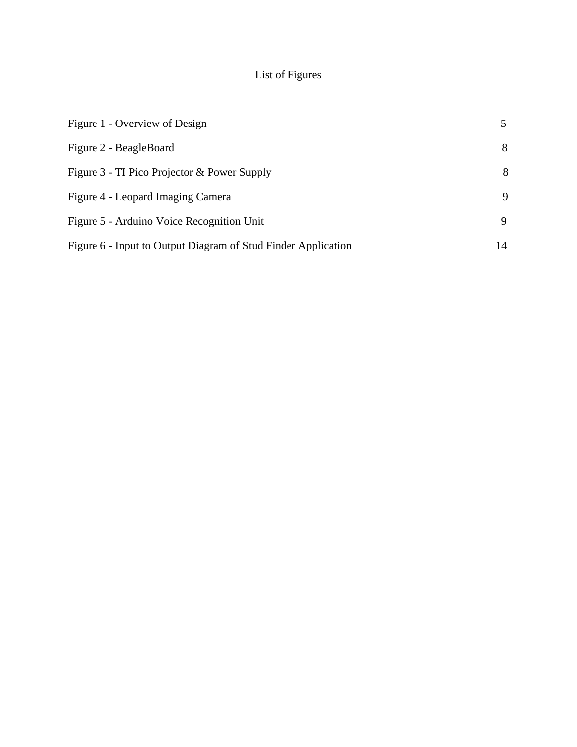# List of Figures

| | |
|---|---|
| Figure 1 - Overview of Design | 5 |
| Figure 2 - BeagleBoard | 8 |
| Figure 3 - TI Pico Projector & Power Supply | 8 |
| Figure 4 - Leopard Imaging Camera | 9 |
| Figure 5 - Arduino Voice Recognition Unit | 9 |
| Figure 6 - Input to Output Diagram of Stud Finder Application | 14 |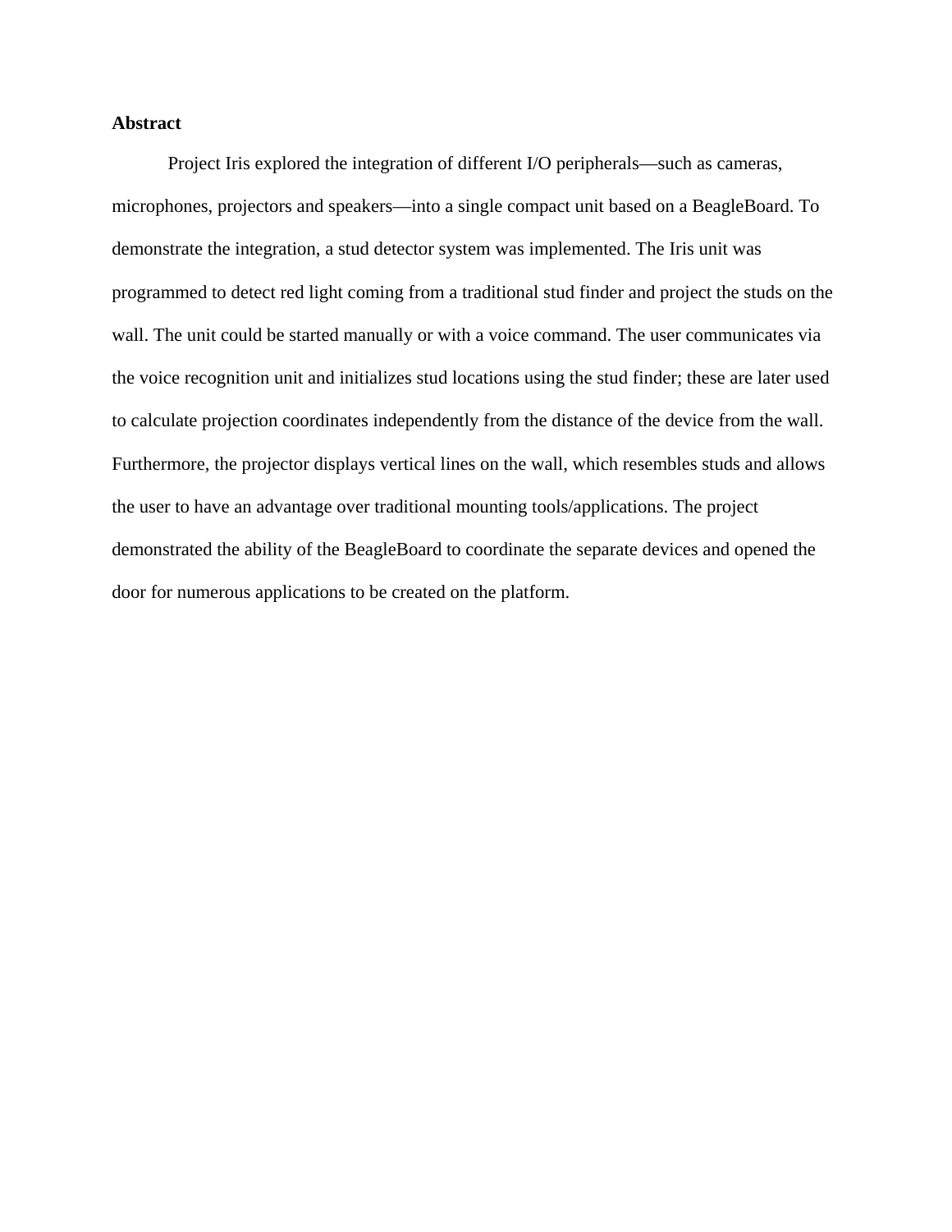**Abstract**

Project Iris explored the integration of different I/O peripherals—such as cameras, microphones, projectors and speakers—into a single compact unit based on a BeagleBoard. To demonstrate the integration, a stud detector system was implemented. The Iris unit was programmed to detect red light coming from a traditional stud finder and project the studs on the wall. The unit could be started manually or with a voice command. The user communicates via the voice recognition unit and initializes stud locations using the stud finder; these are later used to calculate projection coordinates independently from the distance of the device from the wall. Furthermore, the projector displays vertical lines on the wall, which resembles studs and allows the user to have an advantage over traditional mounting tools/applications. The project demonstrated the ability of the BeagleBoard to coordinate the separate devices and opened the door for numerous applications to be created on the platform.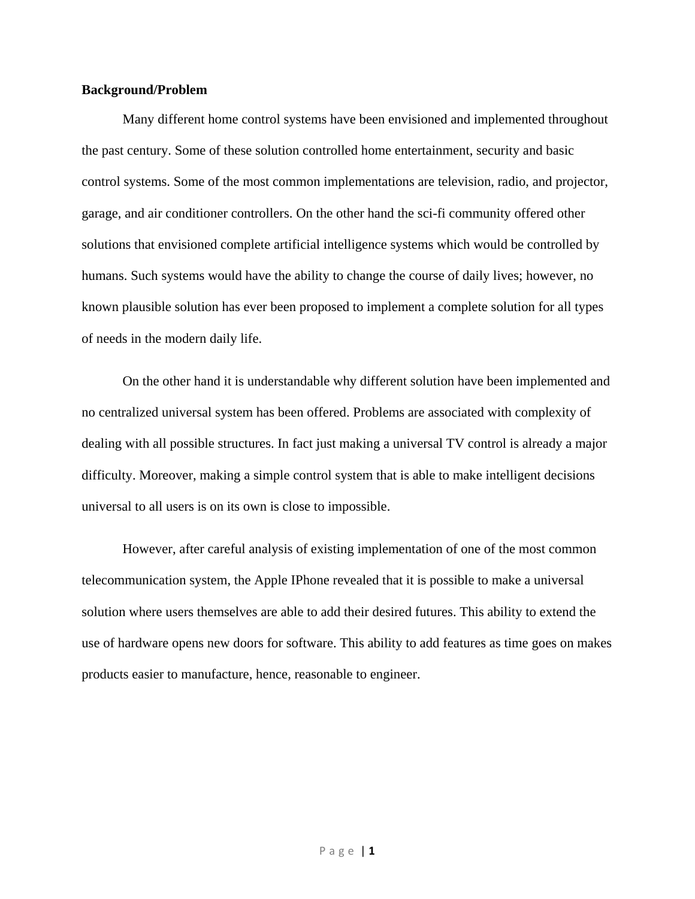**Background/Problem**

Many different home control systems have been envisioned and implemented throughout the past century. Some of these solution controlled home entertainment, security and basic control systems. Some of the most common implementations are television, radio, and projector, garage, and air conditioner controllers. On the other hand the sci-fi community offered other solutions that envisioned complete artificial intelligence systems which would be controlled by humans. Such systems would have the ability to change the course of daily lives; however, no known plausible solution has ever been proposed to implement a complete solution for all types of needs in the modern daily life.

On the other hand it is understandable why different solution have been implemented and no centralized universal system has been offered. Problems are associated with complexity of dealing with all possible structures. In fact just making a universal TV control is already a major difficulty. Moreover, making a simple control system that is able to make intelligent decisions universal to all users is on its own is close to impossible.

However, after careful analysis of existing implementation of one of the most common telecommunication system, the Apple IPhone revealed that it is possible to make a universal solution where users themselves are able to add their desired futures. This ability to extend the use of hardware opens new doors for software. This ability to add features as time goes on makes products easier to manufacture, hence, reasonable to engineer.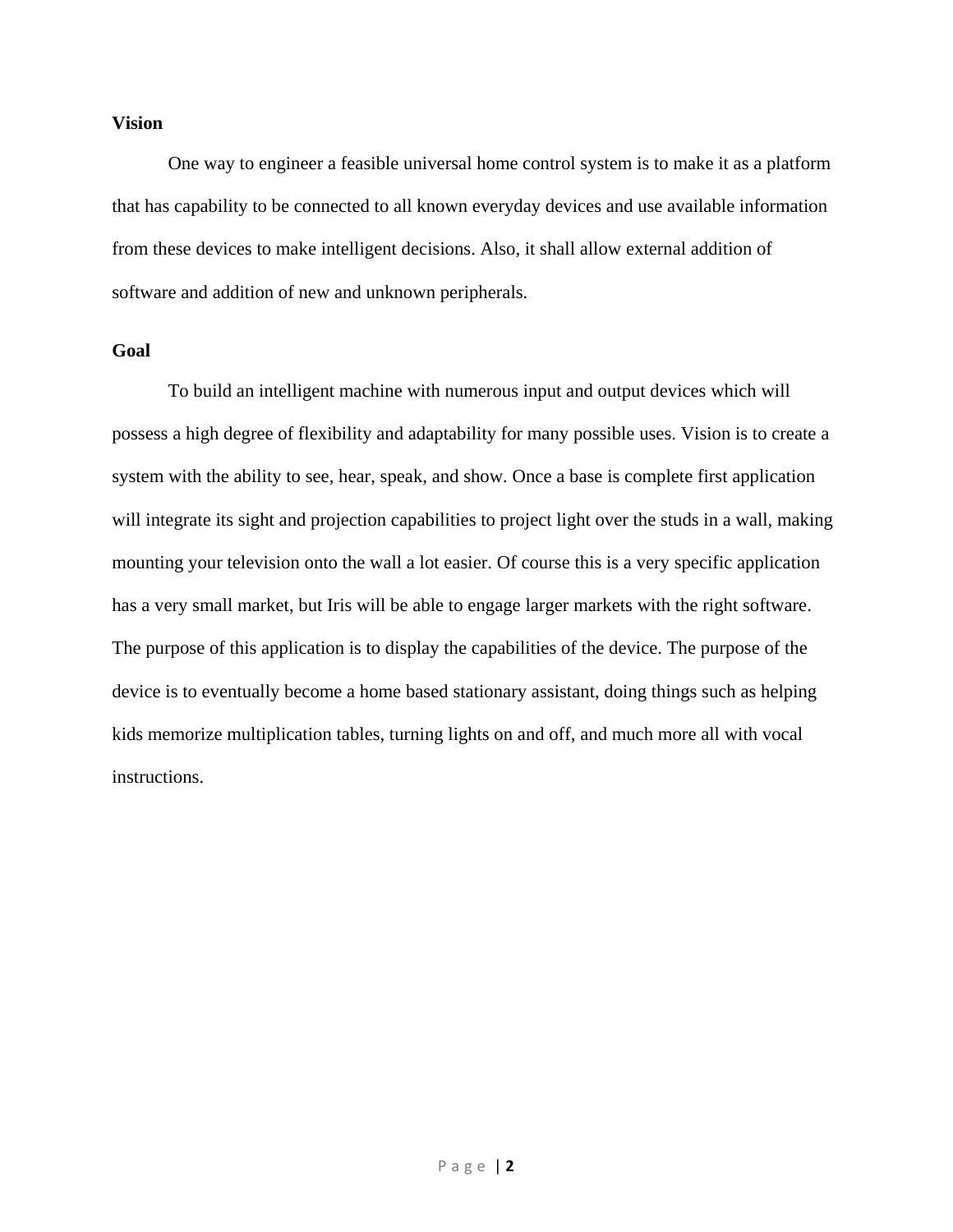**Vision**

One way to engineer a feasible universal home control system is to make it as a platform that has capability to be connected to all known everyday devices and use available information from these devices to make intelligent decisions. Also, it shall allow external addition of software and addition of new and unknown peripherals.

**Goal**

To build an intelligent machine with numerous input and output devices which will possess a high degree of flexibility and adaptability for many possible uses. Vision is to create a system with the ability to see, hear, speak, and show. Once a base is complete first application will integrate its sight and projection capabilities to project light over the studs in a wall, making mounting your television onto the wall a lot easier. Of course this is a very specific application has a very small market, but Iris will be able to engage larger markets with the right software. The purpose of this application is to display the capabilities of the device. The purpose of the device is to eventually become a home based stationary assistant, doing things such as helping kids memorize multiplication tables, turning lights on and off, and much more all with vocal instructions.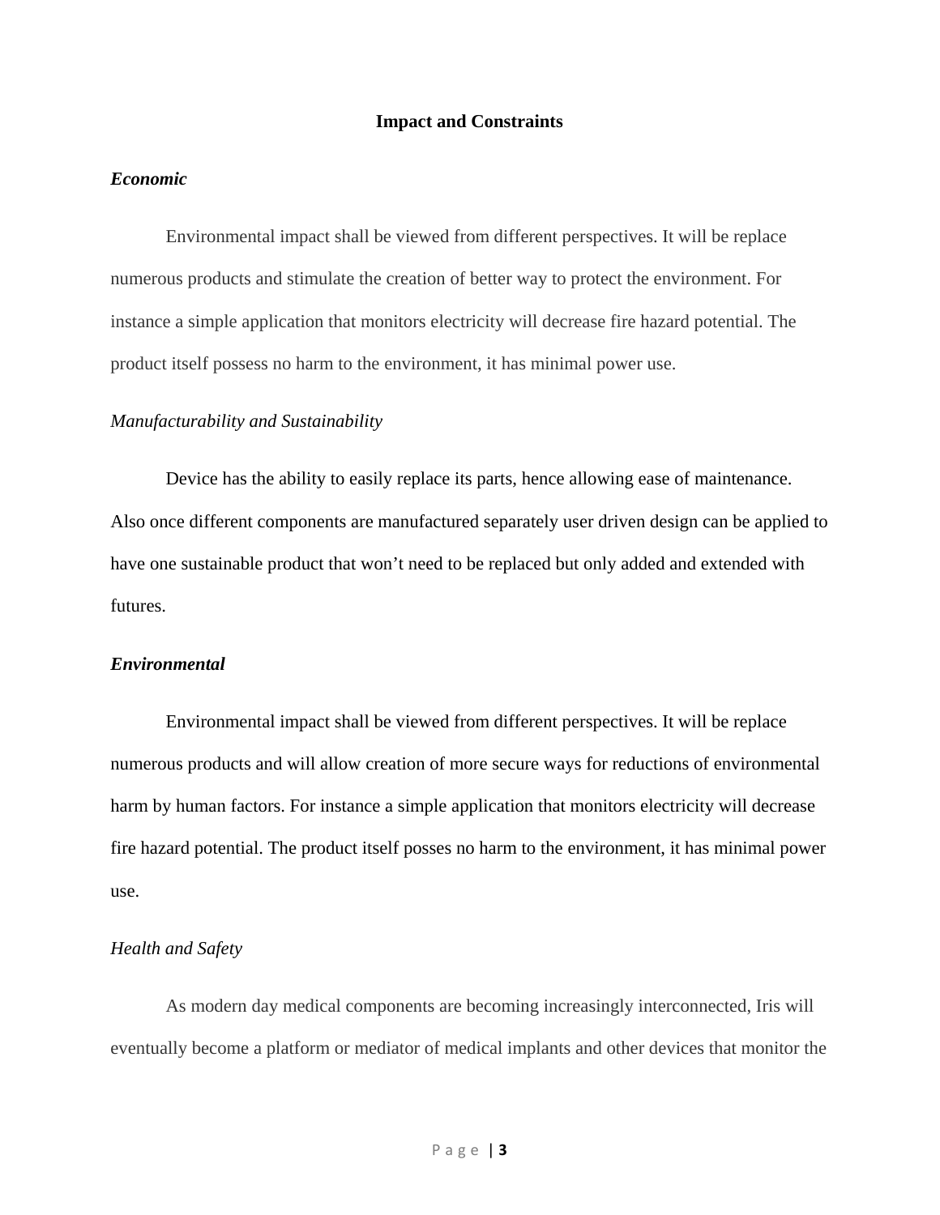## Impact and Constraints

### ***Economic***

Environmental impact shall be viewed from different perspectives. It will be replace numerous products and stimulate the creation of better way to protect the environment. For instance a simple application that monitors electricity will decrease fire hazard potential. The product itself possess no harm to the environment, it has minimal power use.

### *Manufacturability and Sustainability*

Device has the ability to easily replace its parts, hence allowing ease of maintenance. Also once different components are manufactured separately user driven design can be applied to have one sustainable product that won't need to be replaced but only added and extended with futures.

### ***Environmental***

Environmental impact shall be viewed from different perspectives. It will be replace numerous products and will allow creation of more secure ways for reductions of environmental harm by human factors. For instance a simple application that monitors electricity will decrease fire hazard potential. The product itself posses no harm to the environment, it has minimal power use.

### *Health and Safety*

As modern day medical components are becoming increasingly interconnected, Iris will eventually become a platform or mediator of medical implants and other devices that monitor the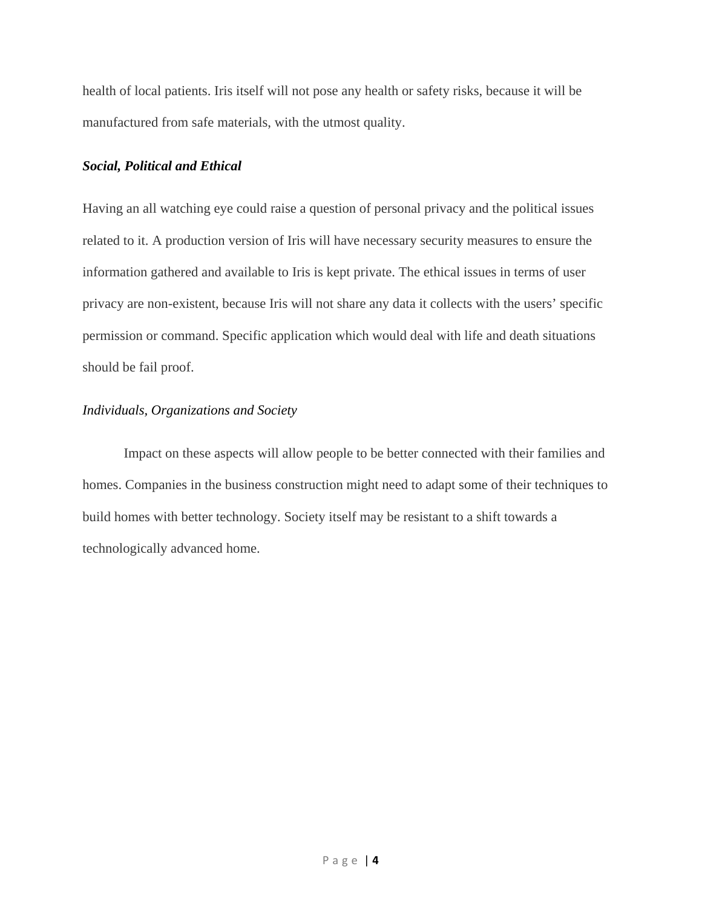health of local patients. Iris itself will not pose any health or safety risks, because it will be manufactured from safe materials, with the utmost quality.

### ***Social, Political and Ethical***

Having an all watching eye could raise a question of personal privacy and the political issues related to it. A production version of Iris will have necessary security measures to ensure the information gathered and available to Iris is kept private. The ethical issues in terms of user privacy are non-existent, because Iris will not share any data it collects with the users' specific permission or command. Specific application which would deal with life and death situations should be fail proof.

### *Individuals, Organizations and Society*

Impact on these aspects will allow people to be better connected with their families and homes. Companies in the business construction might need to adapt some of their techniques to build homes with better technology. Society itself may be resistant to a shift towards a technologically advanced home.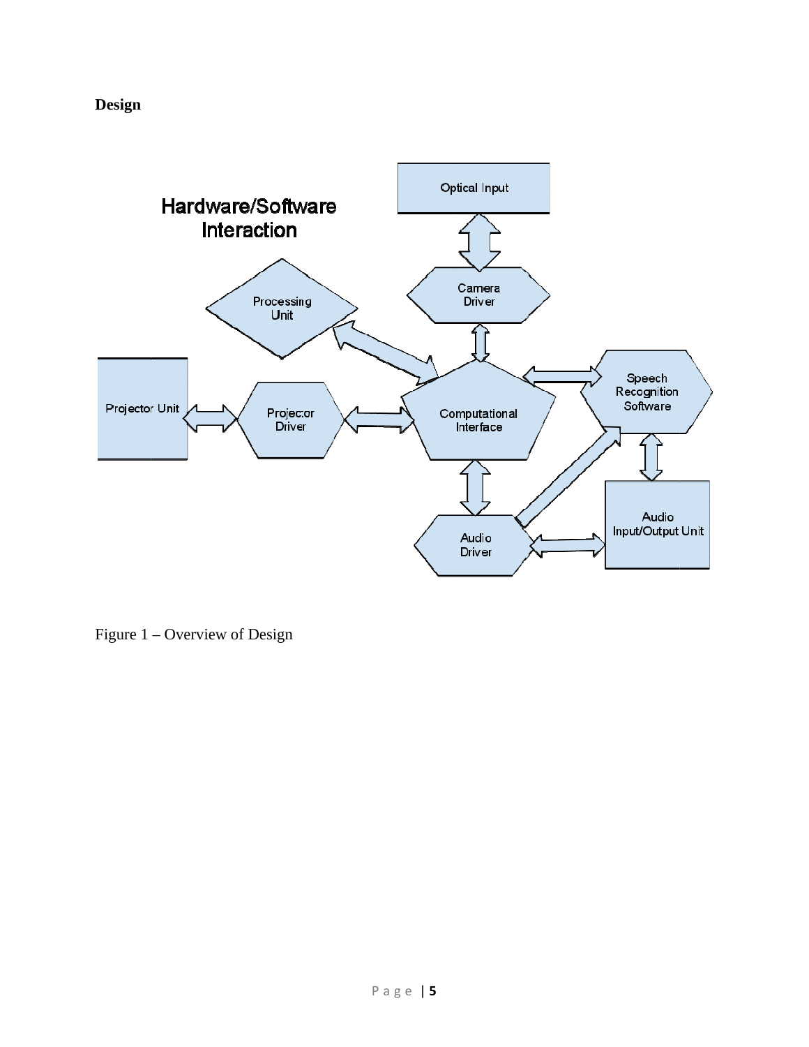**Design**

Figure 1 – Overview of Design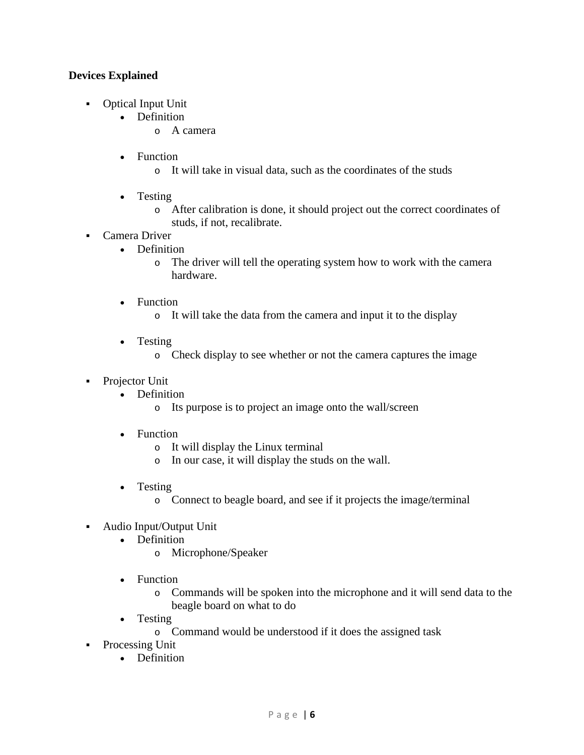**Devices Explained**

- Optical Input Unit
  - Definition
    - A camera
  - Function
    - It will take in visual data, such as the coordinates of the studs
  - Testing
    - After calibration is done, it should project out the correct coordinates of studs, if not, recalibrate.
- Camera Driver
  - Definition
    - The driver will tell the operating system how to work with the camera hardware.
  - Function
    - It will take the data from the camera and input it to the display
  - Testing
    - Check display to see whether or not the camera captures the image
- Projector Unit
  - Definition
    - Its purpose is to project an image onto the wall/screen
  - Function
    - It will display the Linux terminal
    - In our case, it will display the studs on the wall.
  - Testing
    - Connect to beagle board, and see if it projects the image/terminal
- Audio Input/Output Unit
  - Definition
    - Microphone/Speaker
  - Function
    - Commands will be spoken into the microphone and it will send data to the beagle board on what to do
  - Testing
    - Command would be understood if it does the assigned task
- Processing Unit
  - Definition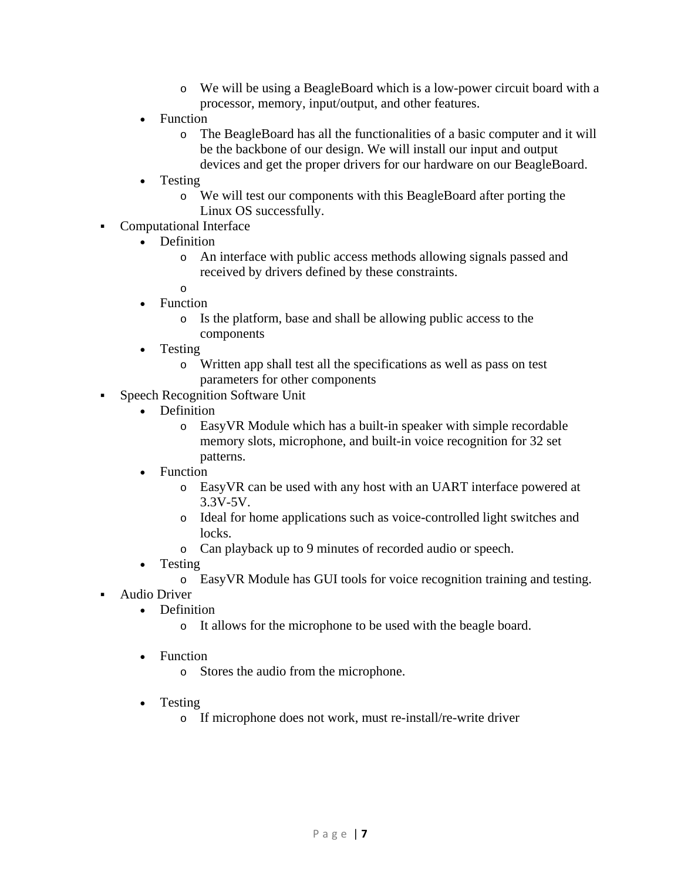- We will be using a BeagleBoard which is a low-power circuit board with a processor, memory, input/output, and other features.
  - Function
    - The BeagleBoard has all the functionalities of a basic computer and it will be the backbone of our design. We will install our input and output devices and get the proper drivers for our hardware on our BeagleBoard.
  - Testing
    - We will test our components with this BeagleBoard after porting the Linux OS successfully.
- Computational Interface
  - Definition
    - An interface with public access methods allowing signals passed and received by drivers defined by these constraints.
    - 
  - Function
    - Is the platform, base and shall be allowing public access to the components
  - Testing
    - Written app shall test all the specifications as well as pass on test parameters for other components
- Speech Recognition Software Unit
  - Definition
    - EasyVR Module which has a built-in speaker with simple recordable memory slots, microphone, and built-in voice recognition for 32 set patterns.
  - Function
    - EasyVR can be used with any host with an UART interface powered at 3.3V-5V.
    - Ideal for home applications such as voice-controlled light switches and locks.
    - Can playback up to 9 minutes of recorded audio or speech.
  - Testing
    - EasyVR Module has GUI tools for voice recognition training and testing.
- Audio Driver
  - Definition
    - It allows for the microphone to be used with the beagle board.
  - Function
    - Stores the audio from the microphone.
  - Testing
    - If microphone does not work, must re-install/re-write driver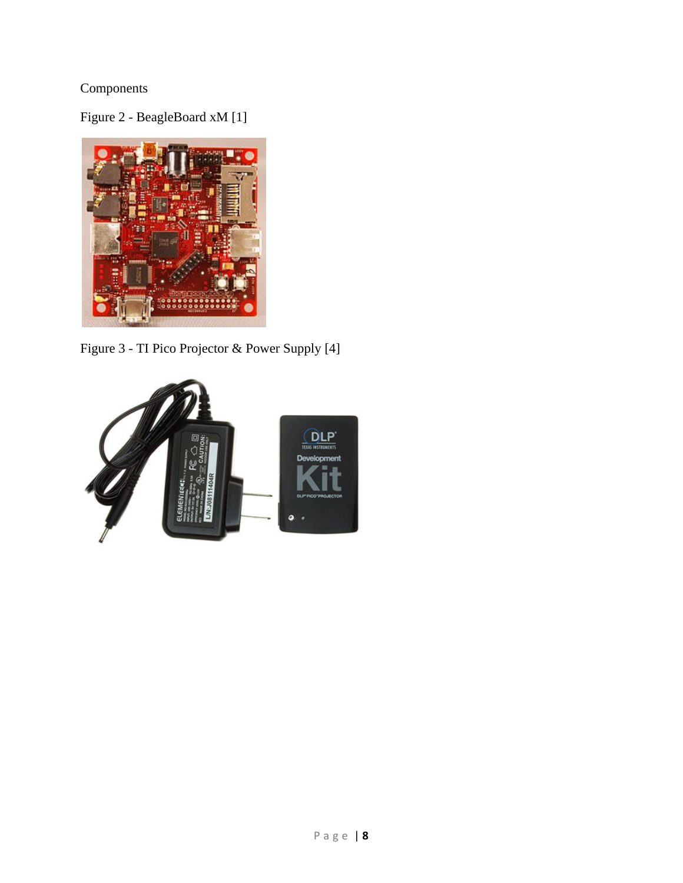Components

Figure 2 - BeagleBoard xM [1]

Figure 3 - TI Pico Projector & Power Supply [4]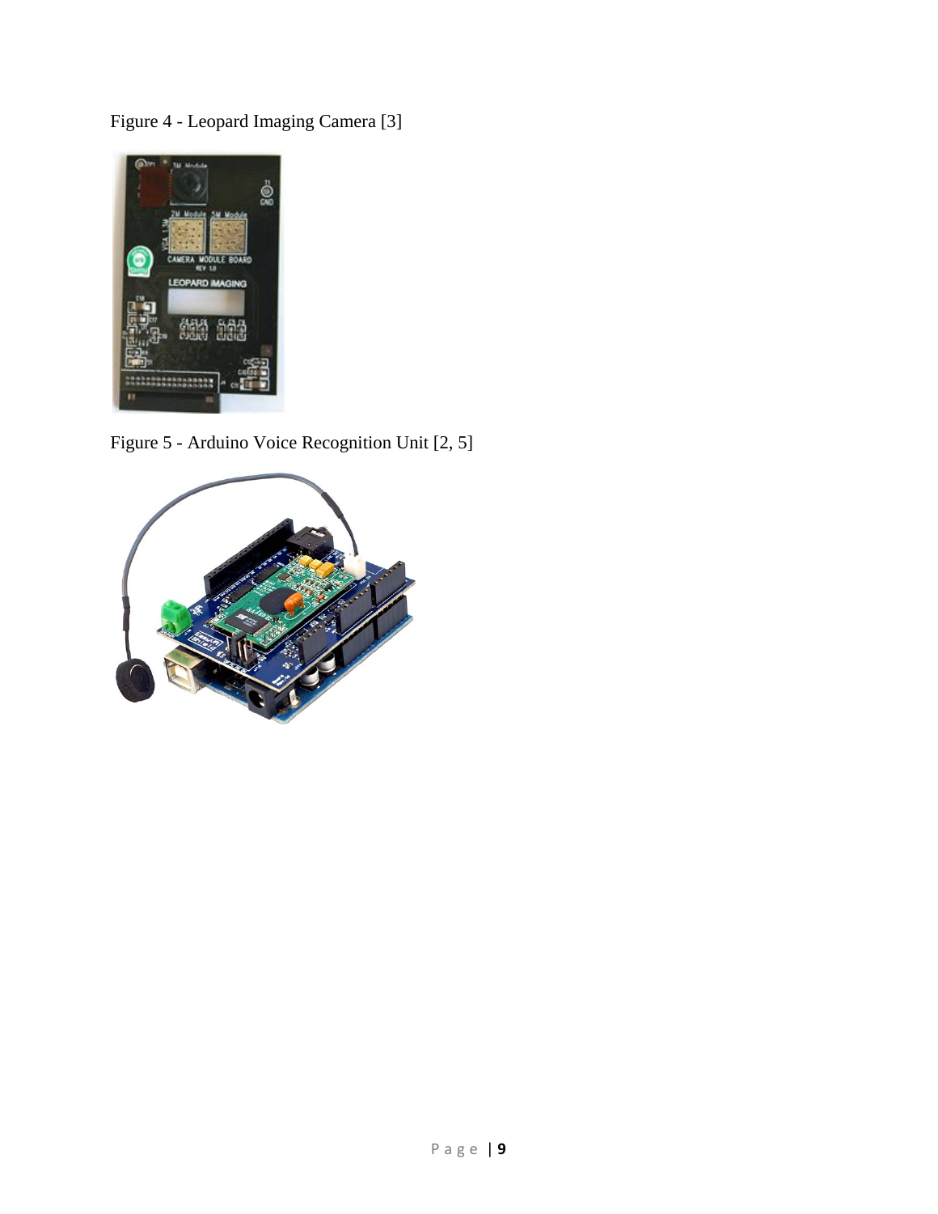Figure 4 - Leopard Imaging Camera [3]

Figure 5 - Arduino Voice Recognition Unit [2, 5]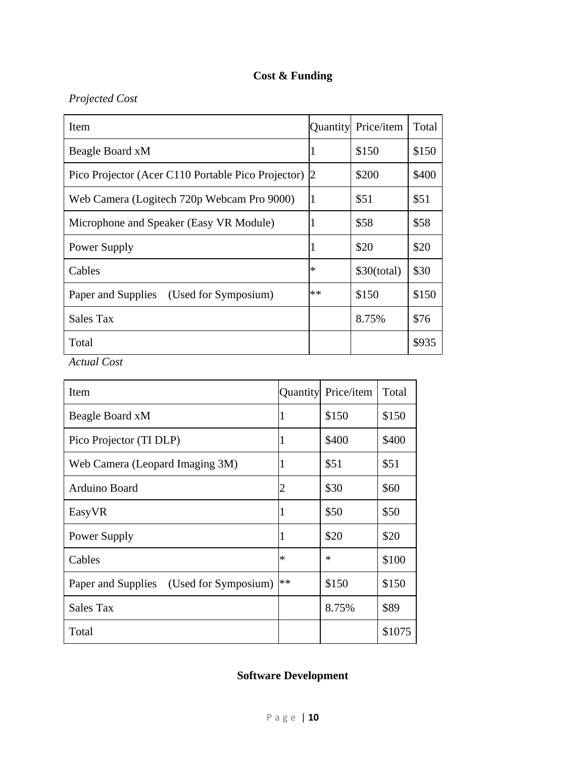## Cost & Funding

*Projected Cost*

| Item | Quantity | Price/item | Total |
|---|---|---|---|
| Beagle Board xM | 1 | $150 | $150 |
| Pico Projector (Acer C110 Portable Pico Projector) | 2 | $200 | $400 |
| Web Camera (Logitech 720p Webcam Pro 9000) | 1 | $51 | $51 |
| Microphone and Speaker (Easy VR Module) | 1 | $58 | $58 |
| Power Supply | 1 | $20 | $20 |
| Cables | * | $30(total) | $30 |
| Paper and Supplies (Used for Symposium) | ** | $150 | $150 |
| Sales Tax | | 8.75% | $76 |
| Total | | | $935 |

*Actual Cost*

| Item | Quantity | Price/item | Total |
|---|---|---|---|
| Beagle Board xM | 1 | $150 | $150 |
| Pico Projector (TI DLP) | 1 | $400 | $400 |
| Web Camera (Leopard Imaging 3M) | 1 | $51 | $51 |
| Arduino Board | 2 | $30 | $60 |
| EasyVR | 1 | $50 | $50 |
| Power Supply | 1 | $20 | $20 |
| Cables | * | * | $100 |
| Paper and Supplies (Used for Symposium) | ** | $150 | $150 |
| Sales Tax | | 8.75% | $89 |
| Total | | | $1075 |

## Software Development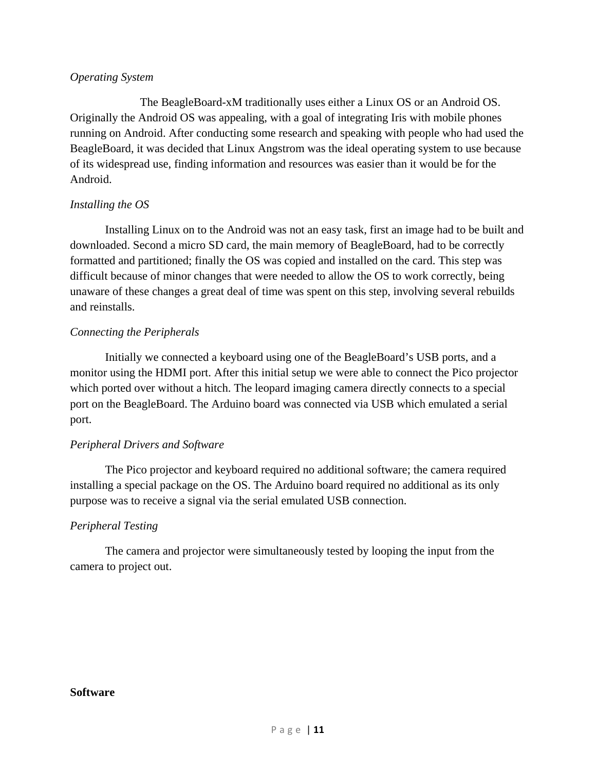*Operating System*

The BeagleBoard-xM traditionally uses either a Linux OS or an Android OS. Originally the Android OS was appealing, with a goal of integrating Iris with mobile phones running on Android. After conducting some research and speaking with people who had used the BeagleBoard, it was decided that Linux Angstrom was the ideal operating system to use because of its widespread use, finding information and resources was easier than it would be for the Android.

*Installing the OS*

Installing Linux on to the Android was not an easy task, first an image had to be built and downloaded. Second a micro SD card, the main memory of BeagleBoard, had to be correctly formatted and partitioned; finally the OS was copied and installed on the card. This step was difficult because of minor changes that were needed to allow the OS to work correctly, being unaware of these changes a great deal of time was spent on this step, involving several rebuilds and reinstalls.

*Connecting the Peripherals*

Initially we connected a keyboard using one of the BeagleBoard's USB ports, and a monitor using the HDMI port. After this initial setup we were able to connect the Pico projector which ported over without a hitch. The leopard imaging camera directly connects to a special port on the BeagleBoard. The Arduino board was connected via USB which emulated a serial port.

*Peripheral Drivers and Software*

The Pico projector and keyboard required no additional software; the camera required installing a special package on the OS. The Arduino board required no additional as its only purpose was to receive a signal via the serial emulated USB connection.

*Peripheral Testing*

The camera and projector were simultaneously tested by looping the input from the camera to project out.

**Software**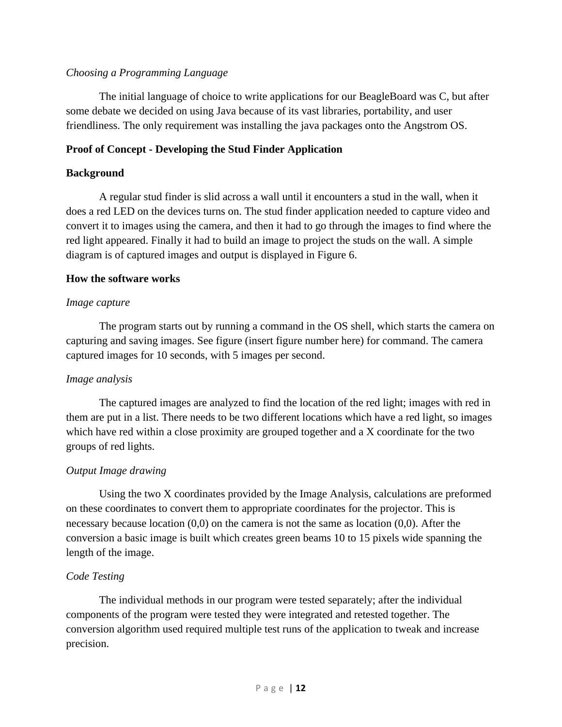*Choosing a Programming Language*

The initial language of choice to write applications for our BeagleBoard was C, but after some debate we decided on using Java because of its vast libraries, portability, and user friendliness. The only requirement was installing the java packages onto the Angstrom OS.

**Proof of Concept - Developing the Stud Finder Application**

**Background**

A regular stud finder is slid across a wall until it encounters a stud in the wall, when it does a red LED on the devices turns on. The stud finder application needed to capture video and convert it to images using the camera, and then it had to go through the images to find where the red light appeared. Finally it had to build an image to project the studs on the wall. A simple diagram is of captured images and output is displayed in Figure 6.

**How the software works**

*Image capture*

The program starts out by running a command in the OS shell, which starts the camera on capturing and saving images. See figure (insert figure number here) for command. The camera captured images for 10 seconds, with 5 images per second.

*Image analysis*

The captured images are analyzed to find the location of the red light; images with red in them are put in a list. There needs to be two different locations which have a red light, so images which have red within a close proximity are grouped together and a X coordinate for the two groups of red lights.

*Output Image drawing*

Using the two X coordinates provided by the Image Analysis, calculations are preformed on these coordinates to convert them to appropriate coordinates for the projector. This is necessary because location (0,0) on the camera is not the same as location (0,0). After the conversion a basic image is built which creates green beams 10 to 15 pixels wide spanning the length of the image.

*Code Testing*

The individual methods in our program were tested separately; after the individual components of the program were tested they were integrated and retested together. The conversion algorithm used required multiple test runs of the application to tweak and increase precision.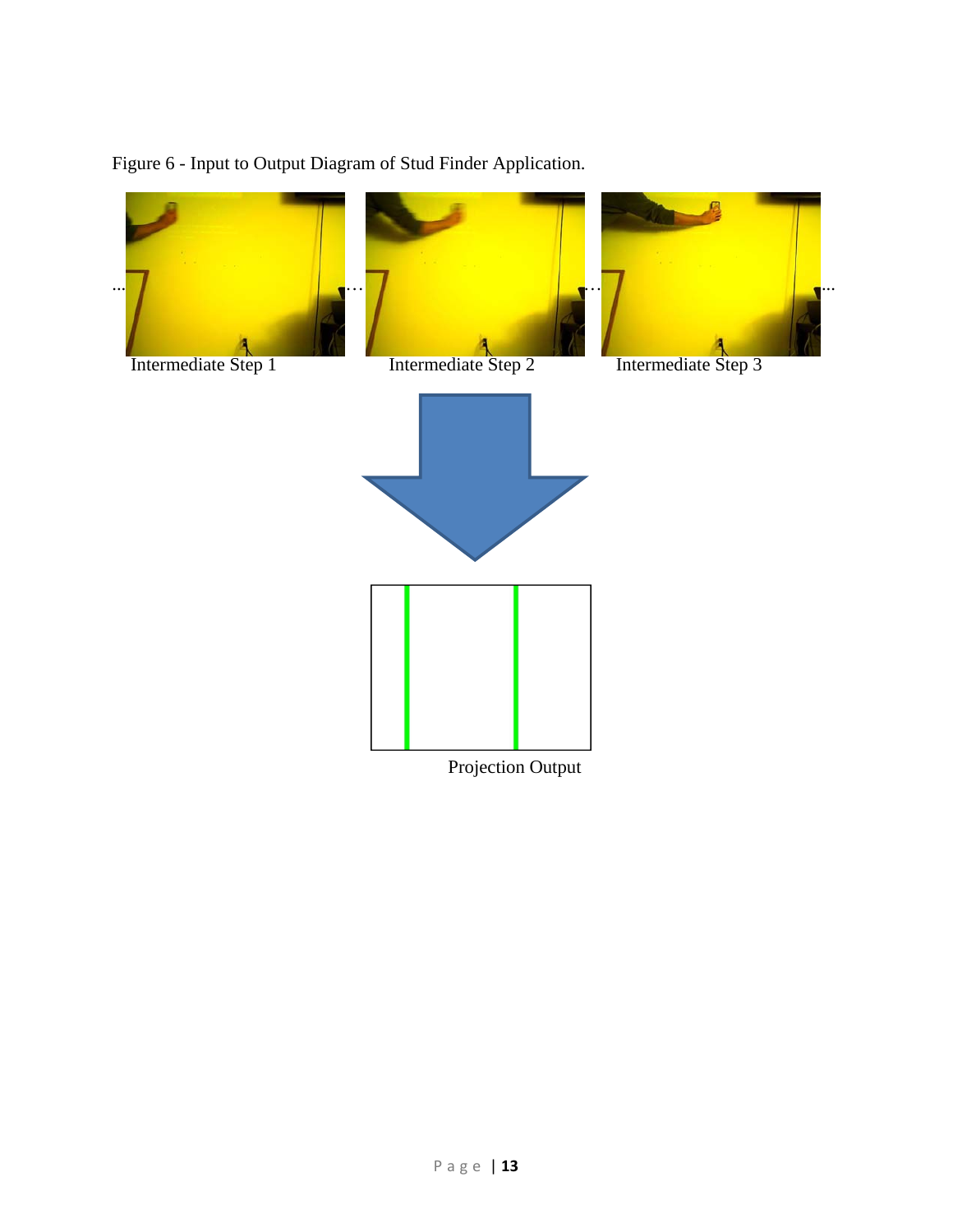Figure 6 - Input to Output Diagram of Stud Finder Application.

Intermediate Step 1

Intermediate Step 2

Intermediate Step 3

Projection Output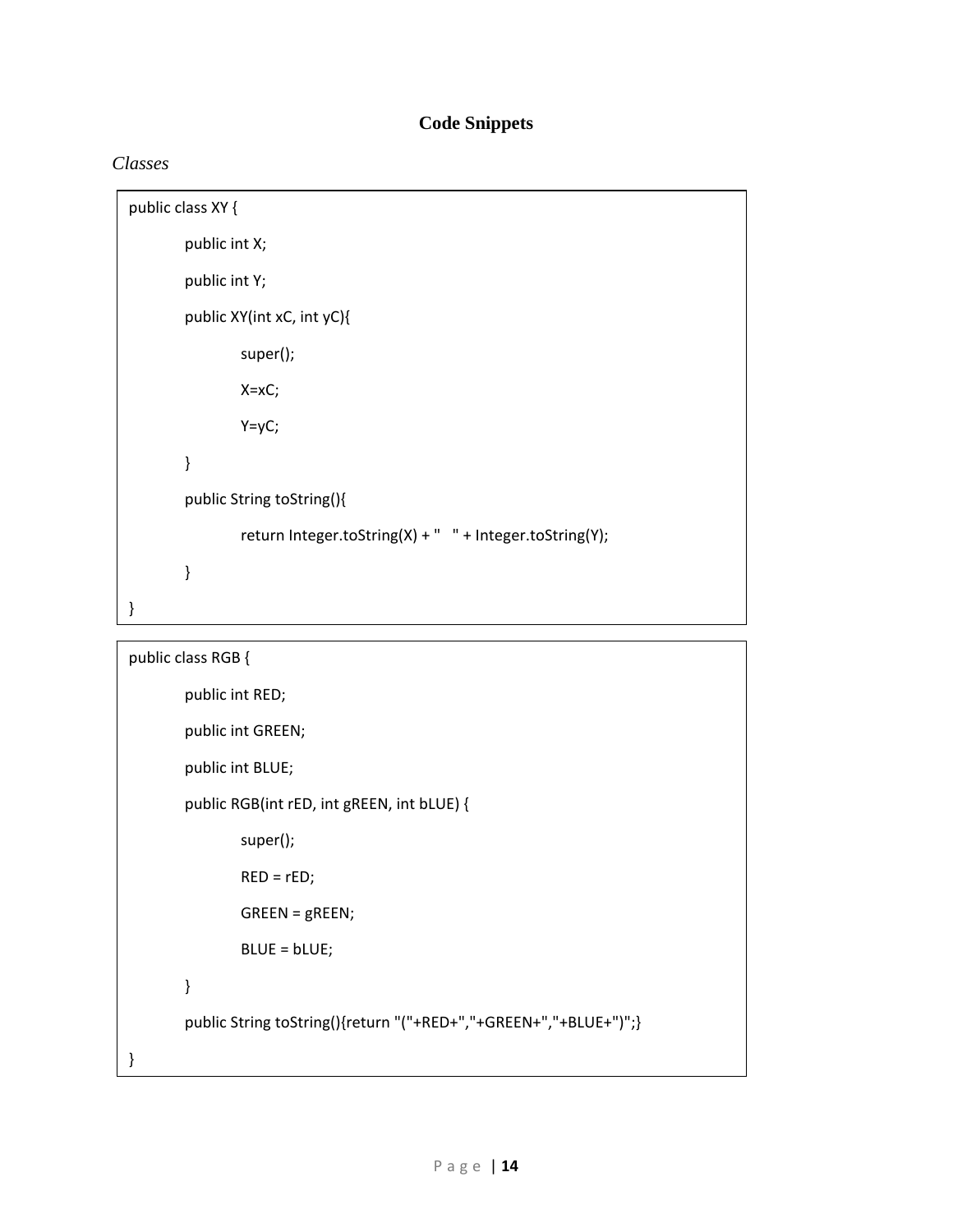# Code Snippets

*Classes*

```
public class XY {
	public int X;
	public int Y;
	public XY(int xC, int yC){
		super();
		X=xC;
		Y=yC;
	}
	public String toString(){
		return Integer.toString(X) + "   " + Integer.toString(Y);
	}
}
```

```
public class RGB {
	public int RED;
	public int GREEN;
	public int BLUE;
	public RGB(int rED, int gREEN, int bLUE) {
		super();
		RED = rED;
		GREEN = gREEN;
		BLUE = bLUE;
	}
	public String toString(){return "("+RED+","+GREEN+","+BLUE+")";}
}
```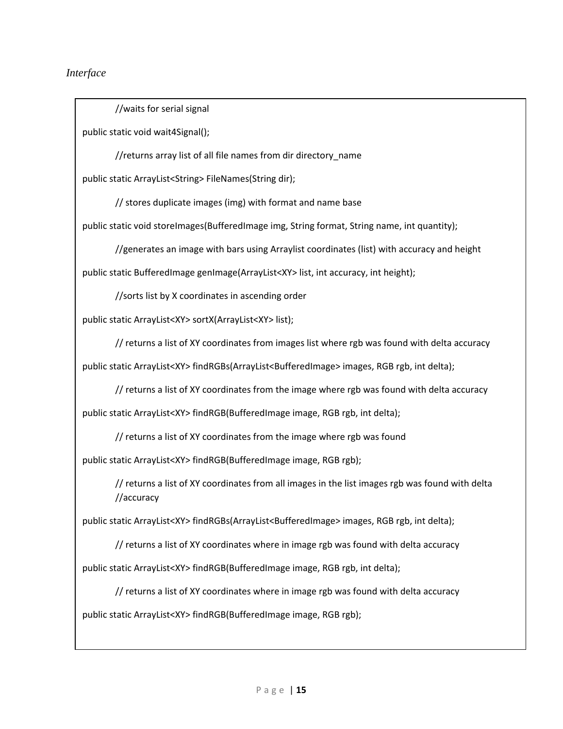*Interface*

```
        //waits for serial signal
public static void wait4Signal();

        //returns array list of all file names from dir directory_name
public static ArrayList<String> FileNames(String dir);

        // stores duplicate images (img) with format and name base
public static void storeImages(BufferedImage img, String format, String name, int quantity);

        //generates an image with bars using Arraylist coordinates (list) with accuracy and height
public static BufferedImage genImage(ArrayList<XY> list, int accuracy, int height);

        //sorts list by X coordinates in ascending order
public static ArrayList<XY> sortX(ArrayList<XY> list);

        // returns a list of XY coordinates from images list where rgb was found with delta accuracy
public static ArrayList<XY> findRGBs(ArrayList<BufferedImage> images, RGB rgb, int delta);

        // returns a list of XY coordinates from the image where rgb was found with delta accuracy
public static ArrayList<XY> findRGB(BufferedImage image, RGB rgb, int delta);

        // returns a list of XY coordinates from the image where rgb was found
public static ArrayList<XY> findRGB(BufferedImage image, RGB rgb);

        // returns a list of XY coordinates from all images in the list images rgb was found with delta
        //accuracy
public static ArrayList<XY> findRGBs(ArrayList<BufferedImage> images, RGB rgb, int delta);

        // returns a list of XY coordinates where in image rgb was found with delta accuracy
public static ArrayList<XY> findRGB(BufferedImage image, RGB rgb, int delta);

        // returns a list of XY coordinates where in image rgb was found with delta accuracy
public static ArrayList<XY> findRGB(BufferedImage image, RGB rgb);
```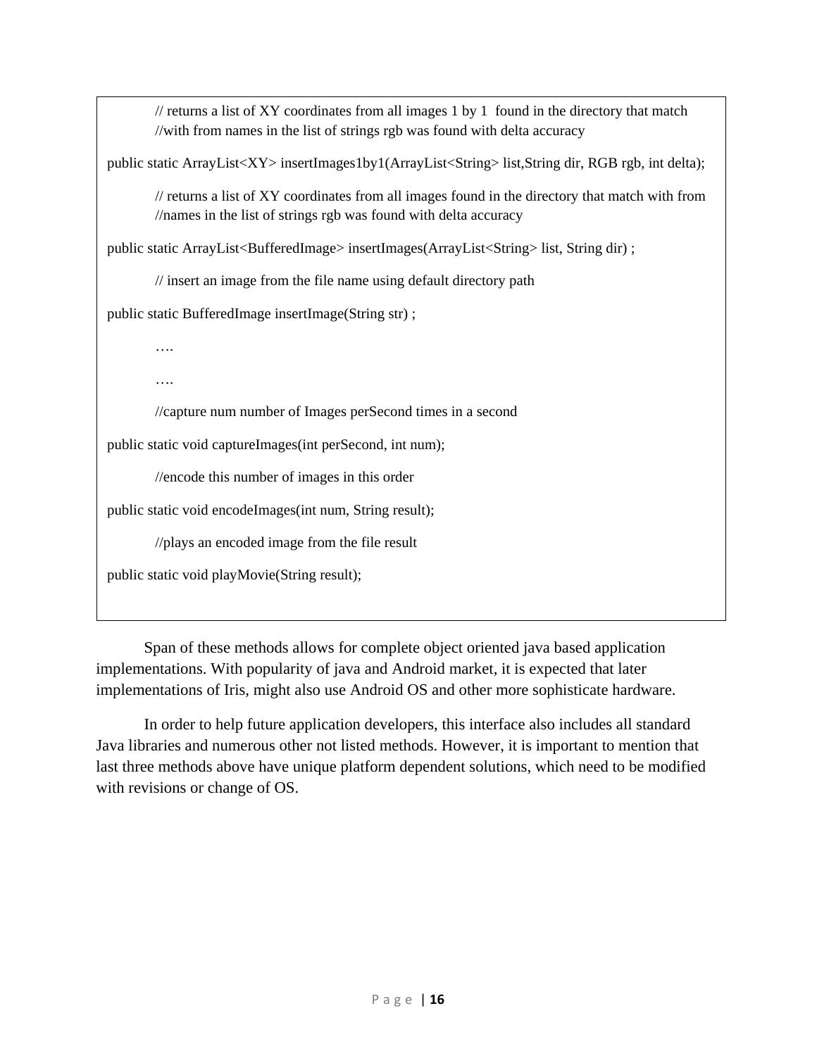```
        // returns a list of XY coordinates from all images 1 by 1  found in the directory that match
        //with from names in the list of strings rgb was found with delta accuracy

public static ArrayList<XY> insertImages1by1(ArrayList<String> list,String dir, RGB rgb, int delta);

        // returns a list of XY coordinates from all images found in the directory that match with from
        //names in the list of strings rgb was found with delta accuracy

public static ArrayList<BufferedImage> insertImages(ArrayList<String> list, String dir) ;

        // insert an image from the file name using default directory path

public static BufferedImage insertImage(String str) ;

        ….

        ….

        //capture num number of Images perSecond times in a second

public static void captureImages(int perSecond, int num);

        //encode this number of images in this order

public static void encodeImages(int num, String result);

        //plays an encoded image from the file result

public static void playMovie(String result);
```

Span of these methods allows for complete object oriented java based application implementations. With popularity of java and Android market, it is expected that later implementations of Iris, might also use Android OS and other more sophisticate hardware.

In order to help future application developers, this interface also includes all standard Java libraries and numerous other not listed methods. However, it is important to mention that last three methods above have unique platform dependent solutions, which need to be modified with revisions or change of OS.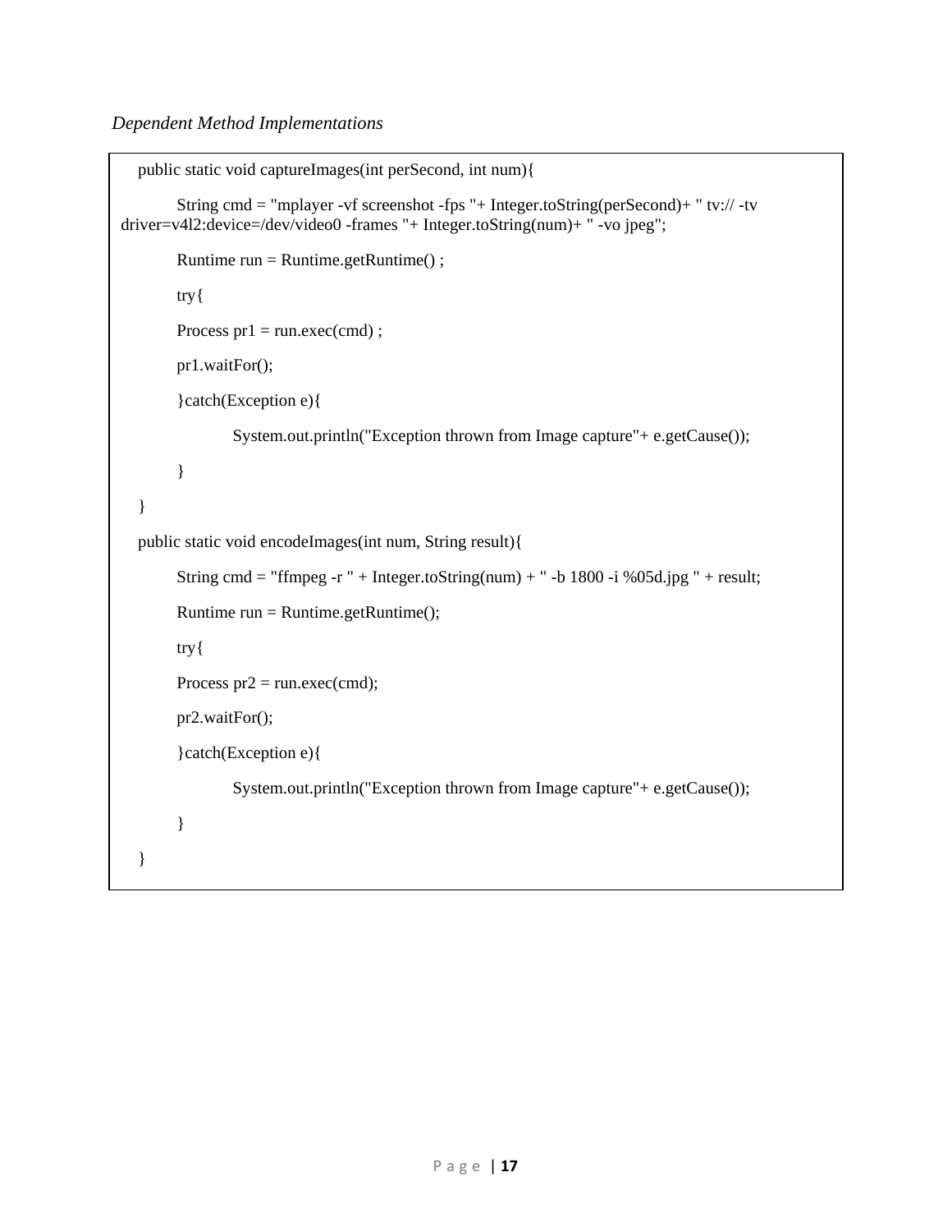*Dependent Method Implementations*

```
public static void captureImages(int perSecond, int num){

        String cmd = "mplayer -vf screenshot -fps "+ Integer.toString(perSecond)+ " tv:// -tv driver=v4l2:device=/dev/video0 -frames "+ Integer.toString(num)+ " -vo jpeg";

        Runtime run = Runtime.getRuntime() ;

        try{

        Process pr1 = run.exec(cmd) ;

        pr1.waitFor();

        }catch(Exception e){

                System.out.println("Exception thrown from Image capture"+ e.getCause());

        }

}

public static void encodeImages(int num, String result){

        String cmd = "ffmpeg -r " + Integer.toString(num) + " -b 1800 -i %05d.jpg " + result;

        Runtime run = Runtime.getRuntime();

        try{

        Process pr2 = run.exec(cmd);

        pr2.waitFor();

        }catch(Exception e){

                System.out.println("Exception thrown from Image capture"+ e.getCause());

        }

}
```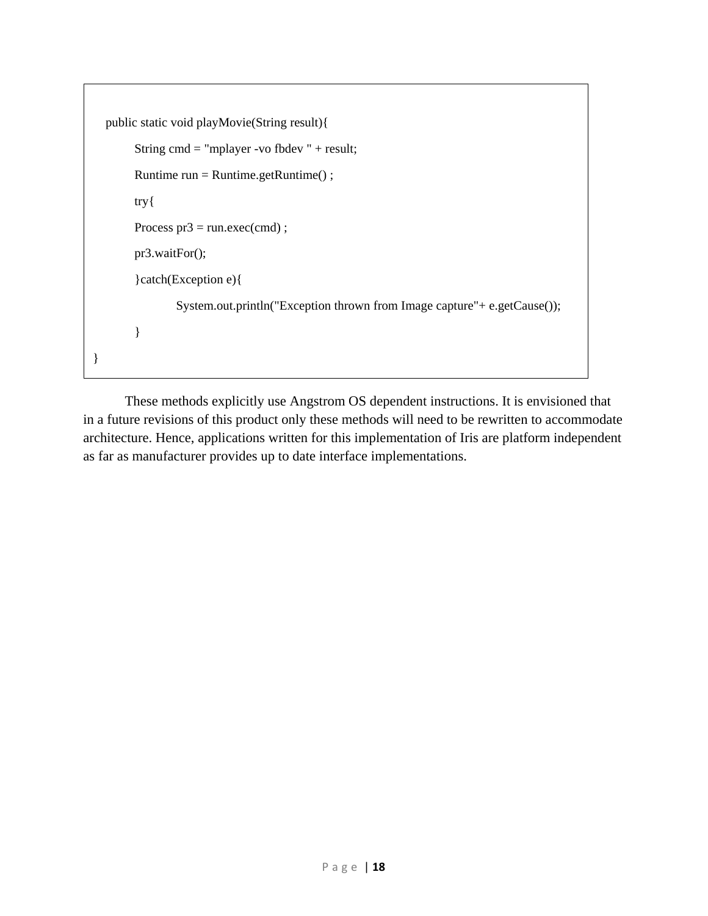```java
public static void playMovie(String result){
        String cmd = "mplayer -vo fbdev " + result;
        Runtime run = Runtime.getRuntime() ;
        try{
        Process pr3 = run.exec(cmd) ;
        pr3.waitFor();
        }catch(Exception e){
                System.out.println("Exception thrown from Image capture"+ e.getCause());
        }
}
```

These methods explicitly use Angstrom OS dependent instructions. It is envisioned that in a future revisions of this product only these methods will need to be rewritten to accommodate architecture. Hence, applications written for this implementation of Iris are platform independent as far as manufacturer provides up to date interface implementations.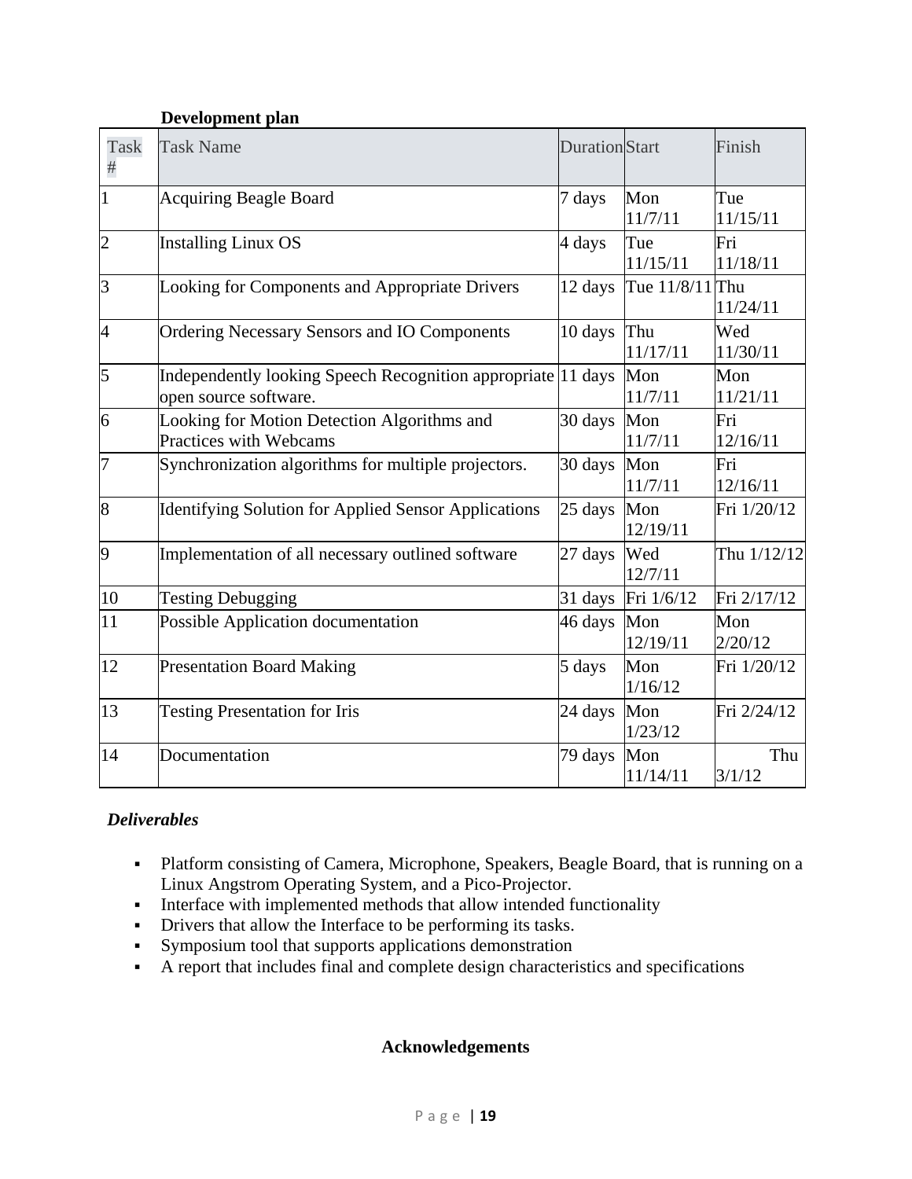**Development plan**

| Task # | Task Name | Duration | Start | Finish |
|---|---|---|---|---|
| 1 | Acquiring Beagle Board | 7 days | Mon 11/7/11 | Tue 11/15/11 |
| 2 | Installing Linux OS | 4 days | Tue 11/15/11 | Fri 11/18/11 |
| 3 | Looking for Components and Appropriate Drivers | 12 days | Tue 11/8/11 | Thu 11/24/11 |
| 4 | Ordering Necessary Sensors and IO Components | 10 days | Thu 11/17/11 | Wed 11/30/11 |
| 5 | Independently looking Speech Recognition appropriate open source software. | 11 days | Mon 11/7/11 | Mon 11/21/11 |
| 6 | Looking for Motion Detection Algorithms and Practices with Webcams | 30 days | Mon 11/7/11 | Fri 12/16/11 |
| 7 | Synchronization algorithms for multiple projectors. | 30 days | Mon 11/7/11 | Fri 12/16/11 |
| 8 | Identifying Solution for Applied Sensor Applications | 25 days | Mon 12/19/11 | Fri 1/20/12 |
| 9 | Implementation of all necessary outlined software | 27 days | Wed 12/7/11 | Thu 1/12/12 |
| 10 | Testing Debugging | 31 days | Fri 1/6/12 | Fri 2/17/12 |
| 11 | Possible Application documentation | 46 days | Mon 12/19/11 | Mon 2/20/12 |
| 12 | Presentation Board Making | 5 days | Mon 1/16/12 | Fri 1/20/12 |
| 13 | Testing Presentation for Iris | 24 days | Mon 1/23/12 | Fri 2/24/12 |
| 14 | Documentation | 79 days | Mon 11/14/11 | Thu 3/1/12 |

***Deliverables***

- Platform consisting of Camera, Microphone, Speakers, Beagle Board, that is running on a Linux Angstrom Operating System, and a Pico-Projector.
- Interface with implemented methods that allow intended functionality
- Drivers that allow the Interface to be performing its tasks.
- Symposium tool that supports applications demonstration
- A report that includes final and complete design characteristics and specifications

**Acknowledgements**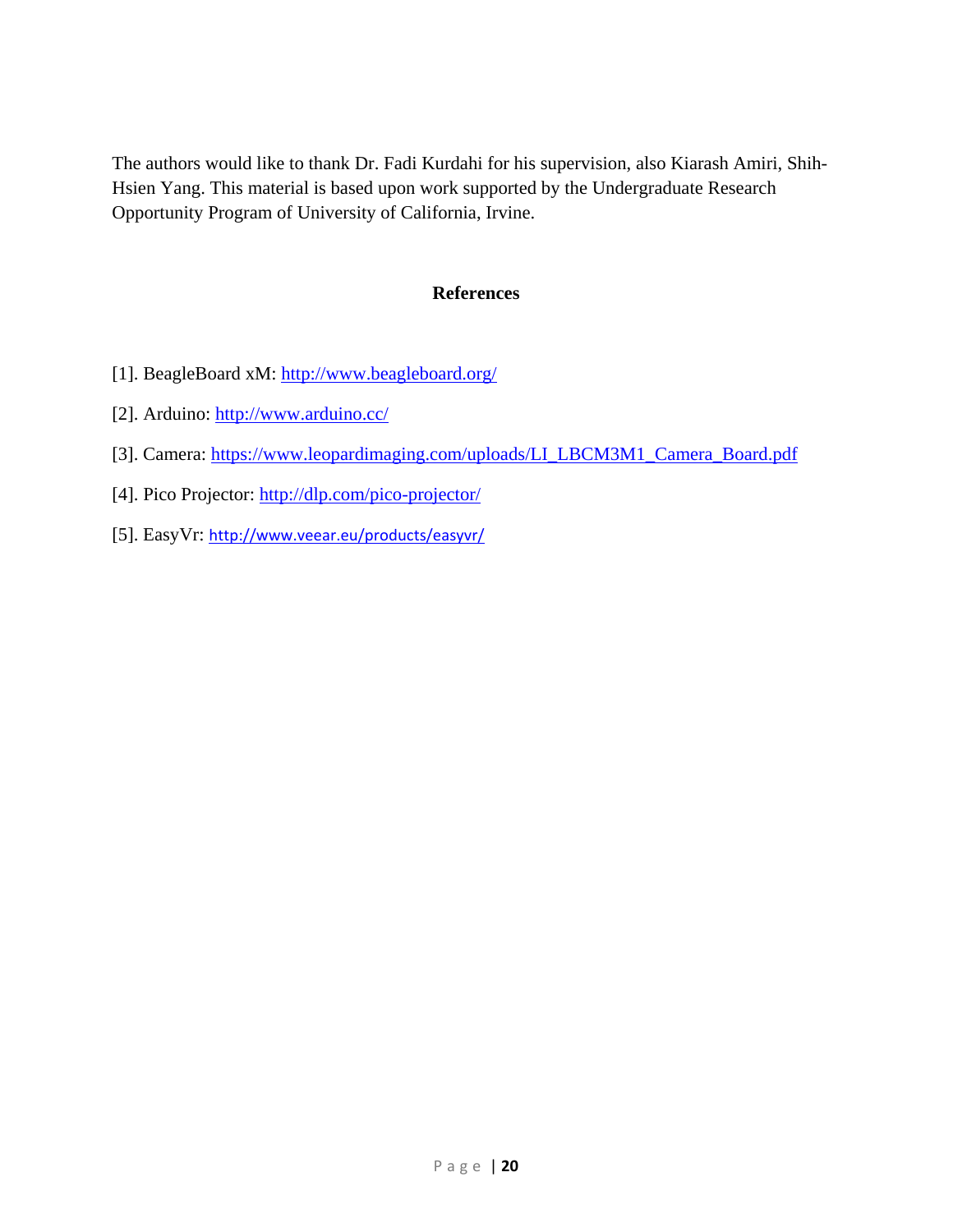The authors would like to thank Dr. Fadi Kurdahi for his supervision, also Kiarash Amiri, Shih-Hsien Yang. This material is based upon work supported by the Undergraduate Research Opportunity Program of University of California, Irvine.

## References

[1]. BeagleBoard xM: http://www.beagleboard.org/

[2]. Arduino: http://www.arduino.cc/

[3]. Camera: https://www.leopardimaging.com/uploads/LI_LBCM3M1_Camera_Board.pdf

[4]. Pico Projector: http://dlp.com/pico-projector/

[5]. EasyVr: http://www.veear.eu/products/easyvr/